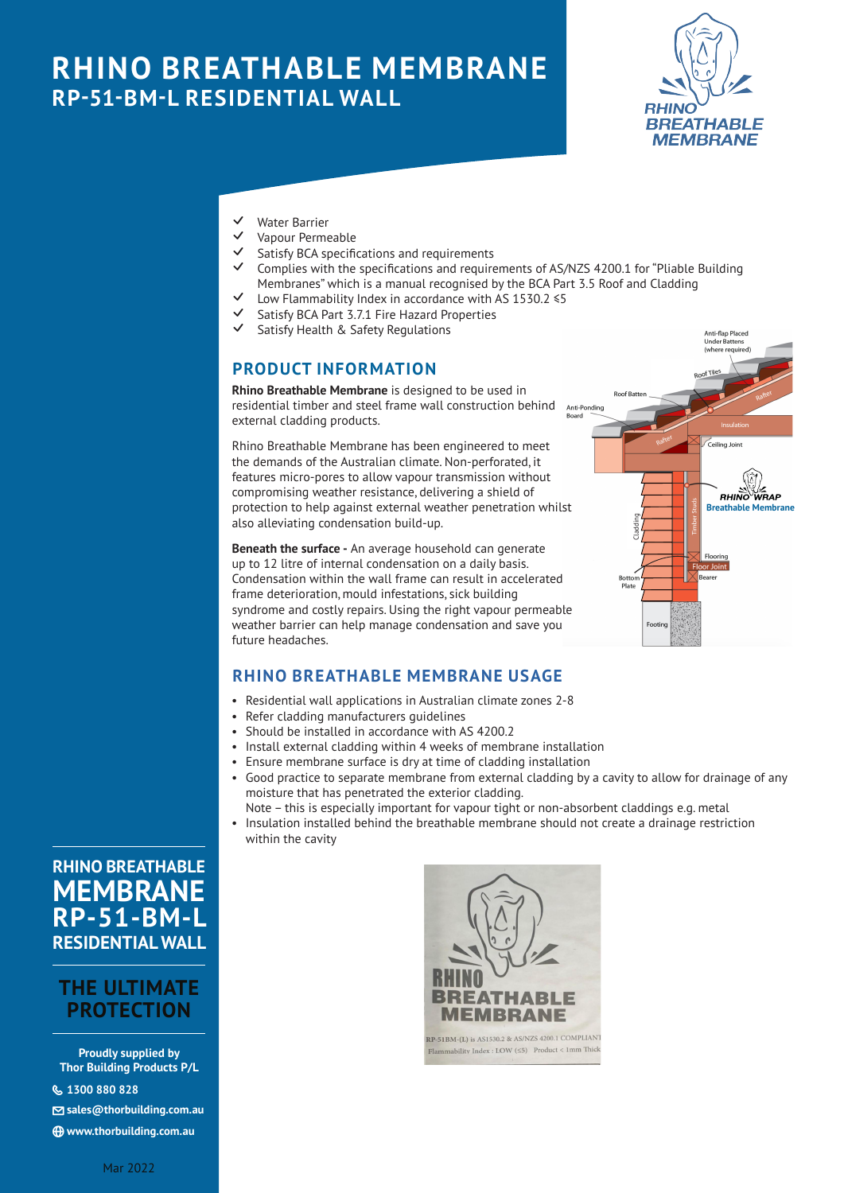# RHINO BREATHABLE MEMBRANE
## RP-51-BM-L RESIDENTIAL WALL

- ✓ Water Barrier
- ✓ Vapour Permeable
- ✓ Satisfy BCA specifications and requirements
- ✓ Complies with the specifications and requirements of AS/NZS 4200.1 for "Pliable Building Membranes" which is a manual recognised by the BCA Part 3.5 Roof and Cladding
- ✓ Low Flammability Index in accordance with AS 1530.2 ≤5
- ✓ Satisfy BCA Part 3.7.1 Fire Hazard Properties
- ✓ Satisfy Health & Safety Regulations

## PRODUCT INFORMATION

**Rhino Breathable Membrane** is designed to be used in residential timber and steel frame wall construction behind external cladding products.

Rhino Breathable Membrane has been engineered to meet the demands of the Australian climate. Non-perforated, it features micro-pores to allow vapour transmission without compromising weather resistance, delivering a shield of protection to help against external weather penetration whilst also alleviating condensation build-up.

**Beneath the surface -** An average household can generate up to 12 litre of internal condensation on a daily basis. Condensation within the wall frame can result in accelerated frame deterioration, mould infestations, sick building syndrome and costly repairs. Using the right vapour permeable weather barrier can help manage condensation and save you future headaches.

## RHINO BREATHABLE MEMBRANE USAGE

- Residential wall applications in Australian climate zones 2-8
- Refer cladding manufacturers guidelines
- Should be installed in accordance with AS 4200.2
- Install external cladding within 4 weeks of membrane installation
- Ensure membrane surface is dry at time of cladding installation
- Good practice to separate membrane from external cladding by a cavity to allow for drainage of any moisture that has penetrated the exterior cladding.
  Note – this is especially important for vapour tight or non-absorbent claddings e.g. metal
- Insulation installed behind the breathable membrane should not create a drainage restriction within the cavity

RHINO BREATHABLE MEMBRANE RP-51-BM-L RESIDENTIAL WALL

THE ULTIMATE PROTECTION

Proudly supplied by Thor Building Products P/L

1300 880 828

sales@thorbuilding.com.au

www.thorbuilding.com.au

Mar 2022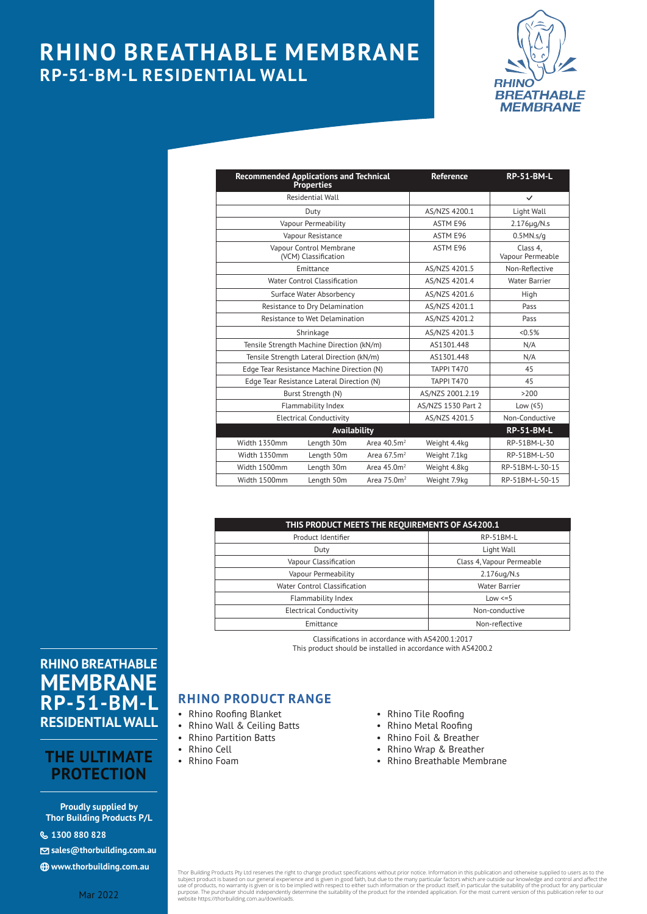# RHINO BREATHABLE MEMBRANE

## RP-51-BM-L RESIDENTIAL WALL

RHINO BREATHABLE MEMBRANE

| Recommended Applications and Technical Properties | | | Reference | RP-51-BM-L |
|---|---|---|---|---|
| Residential Wall | | | | ✓ |
| Duty | | | AS/NZS 4200.1 | Light Wall |
| Vapour Permeability | | | ASTM E96 | 2.176μg/N.s |
| Vapour Resistance | | | ASTM E96 | 0.5MN.s/g |
| Vapour Control Membrane (VCM) Classification | | | ASTM E96 | Class 4, Vapour Permeable |
| Emittance | | | AS/NZS 4201.5 | Non-Reflective |
| Water Control Classification | | | AS/NZS 4201.4 | Water Barrier |
| Surface Water Absorbency | | | AS/NZS 4201.6 | High |
| Resistance to Dry Delamination | | | AS/NZS 4201.1 | Pass |
| Resistance to Wet Delamination | | | AS/NZS 4201.2 | Pass |
| Shrinkage | | | AS/NZS 4201.3 | <0.5% |
| Tensile Strength Machine Direction (kN/m) | | | AS1301.448 | N/A |
| Tensile Strength Lateral Direction (kN/m) | | | AS1301.448 | N/A |
| Edge Tear Resistance Machine Direction (N) | | | TAPPI T470 | 45 |
| Edge Tear Resistance Lateral Direction (N) | | | TAPPI T470 | 45 |
| Burst Strength (N) | | | AS/NZS 2001.2.19 | >200 |
| Flammability Index | | | AS/NZS 1530 Part 2 | Low (≤5) |
| Electrical Conductivity | | | AS/NZS 4201.5 | Non-Conductive |
| **Availability** | | | | **RP-51-BM-L** |
| Width 1350mm | Length 30m | Area 40.5m² | Weight 4.4kg | RP-51BM-L-30 |
| Width 1350mm | Length 50m | Area 67.5m² | Weight 7.1kg | RP-51BM-L-50 |
| Width 1500mm | Length 30m | Area 45.0m² | Weight 4.8kg | RP-51BM-L-30-15 |
| Width 1500mm | Length 50m | Area 75.0m² | Weight 7.9kg | RP-51BM-L-50-15 |

| THIS PRODUCT MEETS THE REQUIREMENTS OF AS4200.1 | |
|---|---|
| Product Identifier | RP-51BM-L |
| Duty | Light Wall |
| Vapour Classification | Class 4, Vapour Permeable |
| Vapour Permeability | 2.176ug/N.s |
| Water Control Classification | Water Barrier |
| Flammability Index | Low <=5 |
| Electrical Conductivity | Non-conductive |
| Emittance | Non-reflective |

Classifications in accordance with AS4200.1:2017

This product should be installed in accordance with AS4200.2

## RHINO BREATHABLE MEMBRANE RP-51-BM-L RESIDENTIAL WALL

## THE ULTIMATE PROTECTION

**Proudly supplied by Thor Building Products P/L**

1300 880 828

sales@thorbuilding.com.au

www.thorbuilding.com.au

## RHINO PRODUCT RANGE

- Rhino Roofing Blanket
- Rhino Wall & Ceiling Batts
- Rhino Partition Batts
- Rhino Cell
- Rhino Foam
- Rhino Tile Roofing
- Rhino Metal Roofing
- Rhino Foil & Breather
- Rhino Wrap & Breather
- Rhino Breathable Membrane

Mar 2022

Thor Building Products Pty Ltd reserves the right to change product specifications without prior notice. Information in this publication and otherwise supplied to users as to the subject product is based on our general experience and is given in good faith, but due to the many particular factors which are outside our knowledge and control and affect the use of products, no warranty is given or is to be implied with respect to either such information or the product itself, in particular the suitability of the product for any particular purpose. The purchaser should independently determine the suitability of the product for the intended application. For the most current version of this publication refer to our website https://thorbuilding.com.au/downloads.